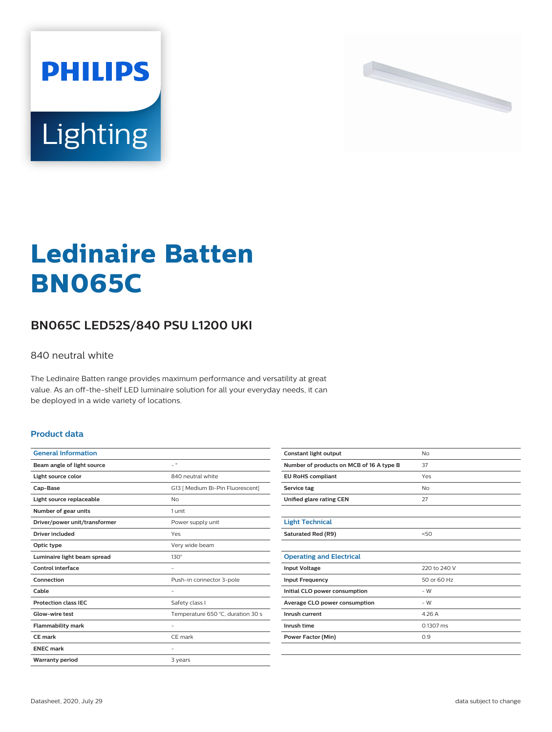PHILIPS

Lighting

# Ledinaire Batten BN065C

## BN065C LED52S/840 PSU L1200 UKI

840 neutral white

The Ledinaire Batten range provides maximum performance and versatility at great value. As an off-the-shelf LED luminaire solution for all your everyday needs, it can be deployed in a wide variety of locations.

### Product data

| General Information | |
|---|---|
| Beam angle of light source | - ° |
| Light source color | 840 neutral white |
| Cap-Base | G13 [ Medium Bi-Pin Fluorescent] |
| Light source replaceable | No |
| Number of gear units | 1 unit |
| Driver/power unit/transformer | Power supply unit |
| Driver included | Yes |
| Optic type | Very wide beam |
| Luminaire light beam spread | 130° |
| Control interface | - |
| Connection | Push-in connector 3-pole |
| Cable | - |
| Protection class IEC | Safety class I |
| Glow-wire test | Temperature 650 °C, duration 30 s |
| Flammability mark | - |
| CE mark | CE mark |
| ENEC mark | - |
| Warranty period | 3 years |
| Constant light output | No |
| Number of products on MCB of 16 A type B | 37 |
| EU RoHS compliant | Yes |
| Service tag | No |
| Unified glare rating CEN | 27 |

| Light Technical | |
|---|---|
| Saturated Red (R9) | <50 |

| Operating and Electrical | |
|---|---|
| Input Voltage | 220 to 240 V |
| Input Frequency | 50 or 60 Hz |
| Initial CLO power consumption | - W |
| Average CLO power consumption | - W |
| Inrush current | 4.26 A |
| Inrush time | 0.1307 ms |
| Power Factor (Min) | 0.9 |

Datasheet, 2020, July 29

data subject to change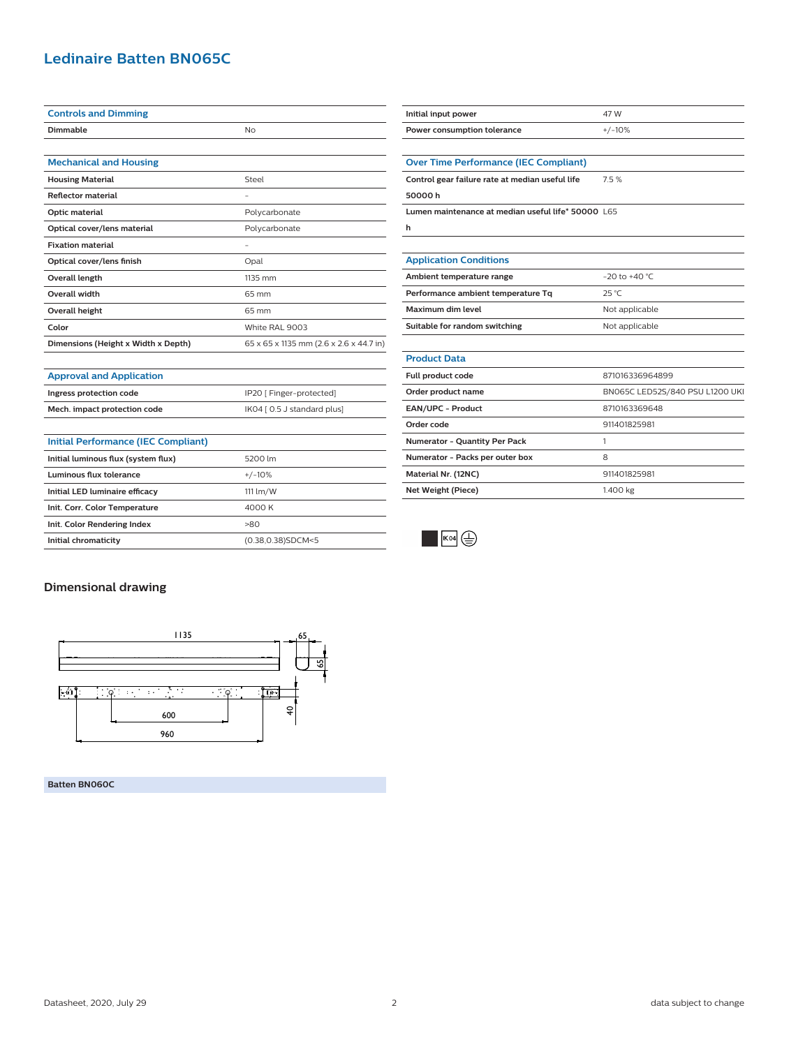# Ledinaire Batten BN065C

| Controls and Dimming | |
|---|---|
| Dimmable | No |

| Mechanical and Housing | |
|---|---|
| Housing Material | Steel |
| Reflector material | - |
| Optic material | Polycarbonate |
| Optical cover/lens material | Polycarbonate |
| Fixation material | - |
| Optical cover/lens finish | Opal |
| Overall length | 1135 mm |
| Overall width | 65 mm |
| Overall height | 65 mm |
| Color | White RAL 9003 |
| Dimensions (Height x Width x Depth) | 65 x 65 x 1135 mm (2.6 x 2.6 x 44.7 in) |

| Approval and Application | |
|---|---|
| Ingress protection code | IP20 [ Finger-protected] |
| Mech. impact protection code | IK04 [ 0.5 J standard plus] |

| Initial Performance (IEC Compliant) | |
|---|---|
| Initial luminous flux (system flux) | 5200 lm |
| Luminous flux tolerance | +/-10% |
| Initial LED luminaire efficacy | 111 lm/W |
| Init. Corr. Color Temperature | 4000 K |
| Init. Color Rendering Index | >80 |
| Initial chromaticity | (0.38,0.38)SDCM<5 |

| | |
|---|---|
| Initial input power | 47 W |
| Power consumption tolerance | +/-10% |

| Over Time Performance (IEC Compliant) | |
|---|---|
| Control gear failure rate at median useful life 50000 h | 7.5 % |
| Lumen maintenance at median useful life* 50000 h | L65 |

| Application Conditions | |
|---|---|
| Ambient temperature range | -20 to +40 °C |
| Performance ambient temperature Tq | 25 °C |
| Maximum dim level | Not applicable |
| Suitable for random switching | Not applicable |

| Product Data | |
|---|---|
| Full product code | 871016336964899 |
| Order product name | BN065C LED52S/840 PSU L1200 UKI |
| EAN/UPC - Product | 8710163369648 |
| Order code | 911401825981 |
| Numerator - Quantity Per Pack | 1 |
| Numerator - Packs per outer box | 8 |
| Material Nr. (12NC) | 911401825981 |
| Net Weight (Piece) | 1.400 kg |

IK04

## Dimensional drawing

1135

65

65

40

600

960

**Batten BN060C**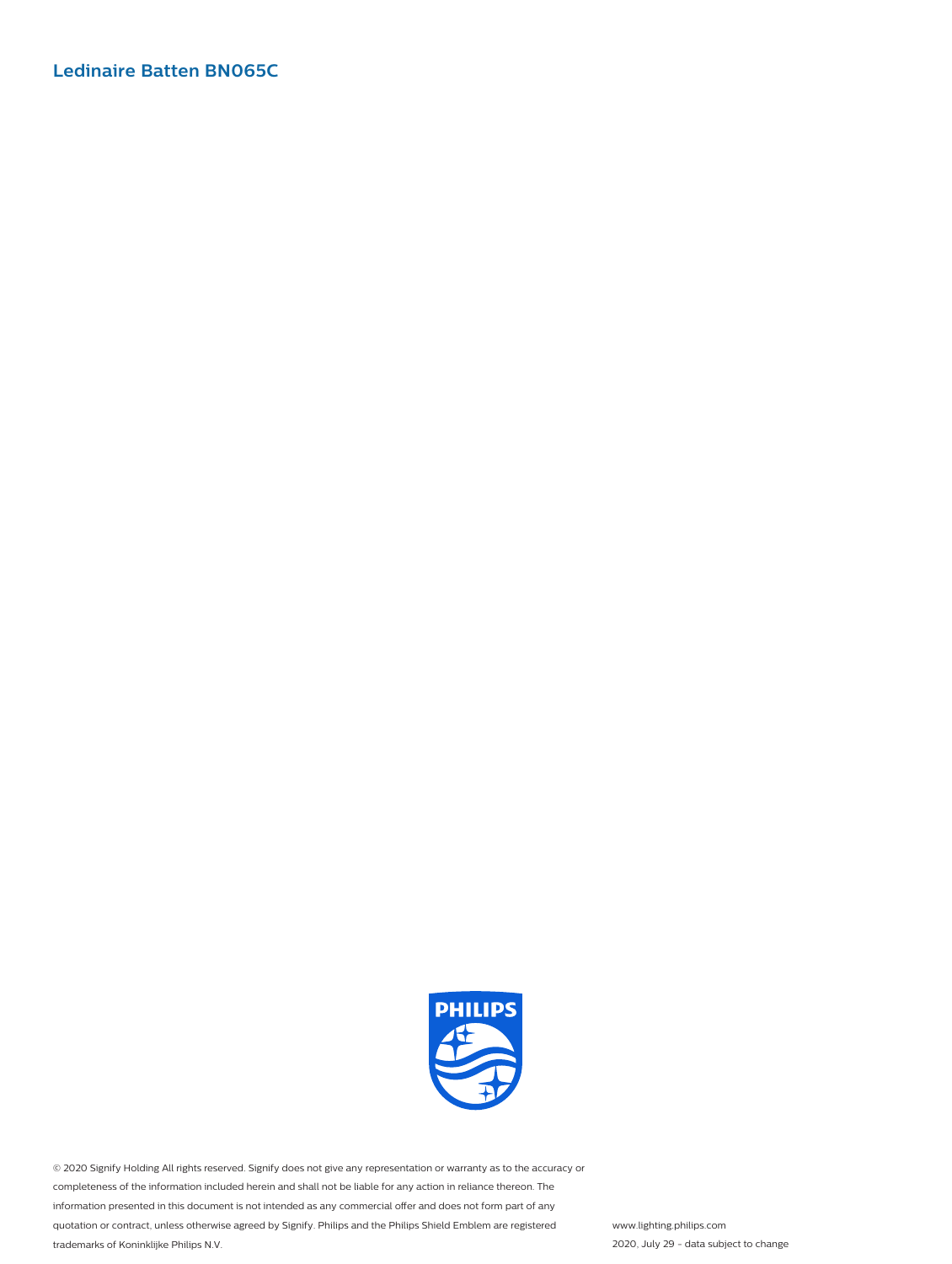# Ledinaire Batten BN065C

© 2020 Signify Holding All rights reserved. Signify does not give any representation or warranty as to the accuracy or completeness of the information included herein and shall not be liable for any action in reliance thereon. The information presented in this document is not intended as any commercial offer and does not form part of any quotation or contract, unless otherwise agreed by Signify. Philips and the Philips Shield Emblem are registered trademarks of Koninklijke Philips N.V.

www.lighting.philips.com

2020, July 29 - data subject to change